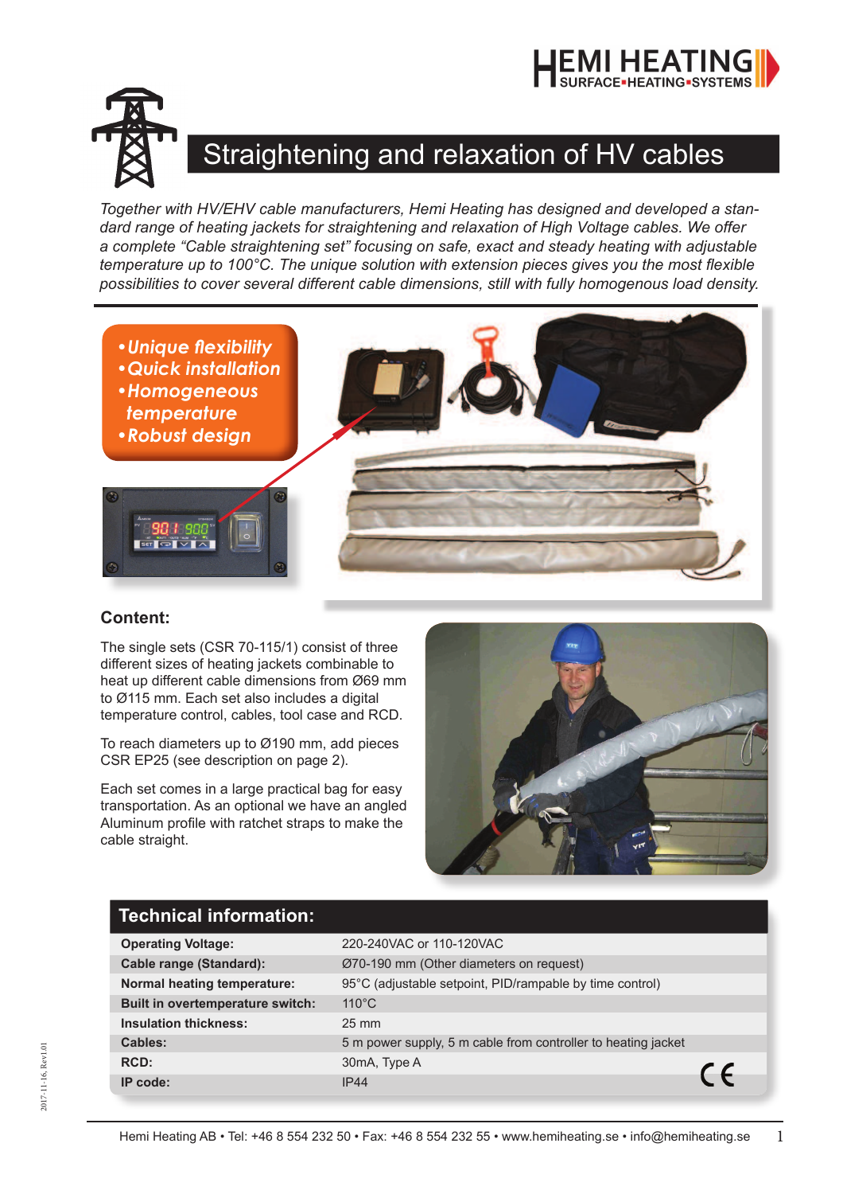# Straightening and relaxation of HV cables

*Together with HV/EHV cable manufacturers, Hemi Heating has designed and developed a standard range of heating jackets for straightening and relaxation of High Voltage cables. We offer a complete "Cable straightening set" focusing on safe, exact and steady heating with adjustable temperature up to 100°C. The unique solution with extension pieces gives you the most flexible possibilities to cover several different cable dimensions, still with fully homogenous load density.*

- ***Unique flexibility***
- ***Quick installation***
- ***Homogeneous temperature***
- ***Robust design***

### Content:

The single sets (CSR 70-115/1) consist of three different sizes of heating jackets combinable to heat up different cable dimensions from Ø69 mm to Ø115 mm. Each set also includes a digital temperature control, cables, tool case and RCD.

To reach diameters up to Ø190 mm, add pieces CSR EP25 (see description on page 2).

Each set comes in a large practical bag for easy transportation. As an optional we have an angled Aluminum profile with ratchet straps to make the cable straight.

## Technical information:

| | |
|---|---|
| **Operating Voltage:** | 220-240VAC or 110-120VAC |
| **Cable range (Standard):** | Ø70-190 mm (Other diameters on request) |
| **Normal heating temperature:** | 95°C (adjustable setpoint, PID/rampable by time control) |
| **Built in overtemperature switch:** | 110°C |
| **Insulation thickness:** | 25 mm |
| **Cables:** | 5 m power supply, 5 m cable from controller to heating jacket |
| **RCD:** | 30mA, Type A |
| **IP code:** | IP44 |

Hemi Heating AB • Tel: +46 8 554 232 50 • Fax: +46 8 554 232 55 • www.hemiheating.se • info@hemiheating.se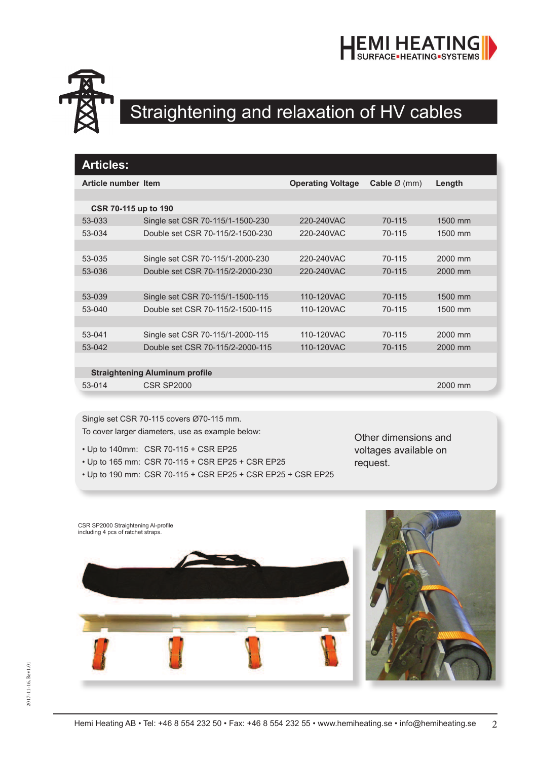# Straightening and relaxation of HV cables

## Articles:

| Article number | Item | Operating Voltage | Cable Ø (mm) | Length |
|---|---|---|---|---|
| | | | | |
| **CSR 70-115 up to 190** | | | | |
| 53-033 | Single set CSR 70-115/1-1500-230 | 220-240VAC | 70-115 | 1500 mm |
| 53-034 | Double set CSR 70-115/2-1500-230 | 220-240VAC | 70-115 | 1500 mm |
| | | | | |
| 53-035 | Single set CSR 70-115/1-2000-230 | 220-240VAC | 70-115 | 2000 mm |
| 53-036 | Double set CSR 70-115/2-2000-230 | 220-240VAC | 70-115 | 2000 mm |
| | | | | |
| 53-039 | Single set CSR 70-115/1-1500-115 | 110-120VAC | 70-115 | 1500 mm |
| 53-040 | Double set CSR 70-115/2-1500-115 | 110-120VAC | 70-115 | 1500 mm |
| | | | | |
| 53-041 | Single set CSR 70-115/1-2000-115 | 110-120VAC | 70-115 | 2000 mm |
| 53-042 | Double set CSR 70-115/2-2000-115 | 110-120VAC | 70-115 | 2000 mm |
| | | | | |
| **Straightening Aluminum profile** | | | | |
| 53-014 | CSR SP2000 | | | 2000 mm |

Single set CSR 70-115 covers Ø70-115 mm.
To cover larger diameters, use as example below:

- Up to 140mm: CSR 70-115 + CSR EP25
- Up to 165 mm: CSR 70-115 + CSR EP25 + CSR EP25
- Up to 190 mm: CSR 70-115 + CSR EP25 + CSR EP25 + CSR EP25

Other dimensions and voltages available on request.

CSR SP2000 Straightening Al-profile including 4 pcs of ratchet straps.

Hemi Heating AB • Tel: +46 8 554 232 50 • Fax: +46 8 554 232 55 • www.hemiheating.se • info@hemiheating.se